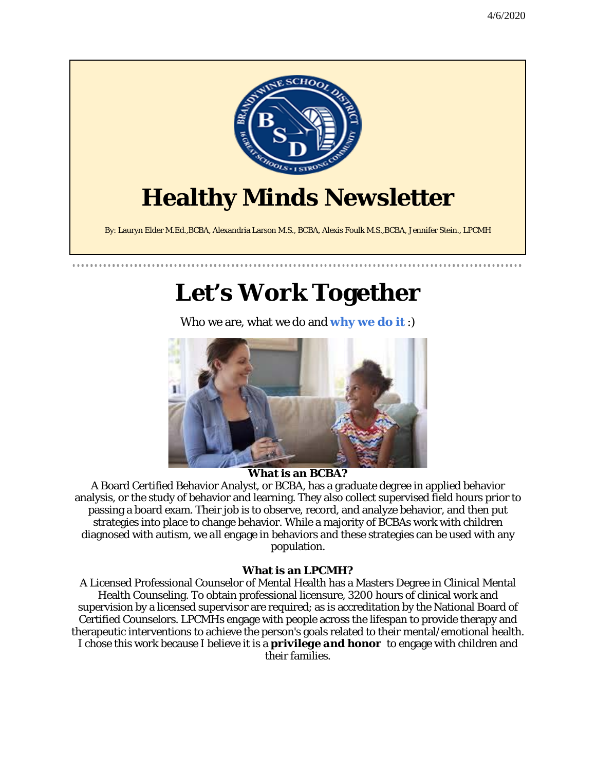# Healthy Minds Newsletter

By: Lauryn Elder M.Ed.,BCBA, Alexandria Larson M.S., BCBA, Alexis Foulk M.S.,BCBA, Jennifer Stein., LPCMH

# Let's Work Together

Who we are, what we do and **why we do it** :)

**What is an BCBA?**

A Board Certified Behavior Analyst, or BCBA, has a graduate degree in applied behavior analysis, or the study of behavior and learning. They also collect supervised field hours prior to passing a board exam. Their job is to observe, record, and analyze behavior, and then put strategies into place to change behavior. While a majority of BCBAs work with children diagnosed with autism, we *all* engage in behaviors and these strategies can be used with any population.

**What is an LPCMH?**

A Licensed Professional Counselor of Mental Health has a Masters Degree in Clinical Mental Health Counseling. To obtain professional licensure, 3200 hours of clinical work and supervision by a licensed supervisor are required; as is accreditation by the National Board of Certified Counselors. LPCMHs engage with people across the lifespan to provide therapy and therapeutic interventions to achieve the person's goals related to their mental/emotional health. I chose this work because I believe it is a ***privilege and honor*** to engage with children and their families.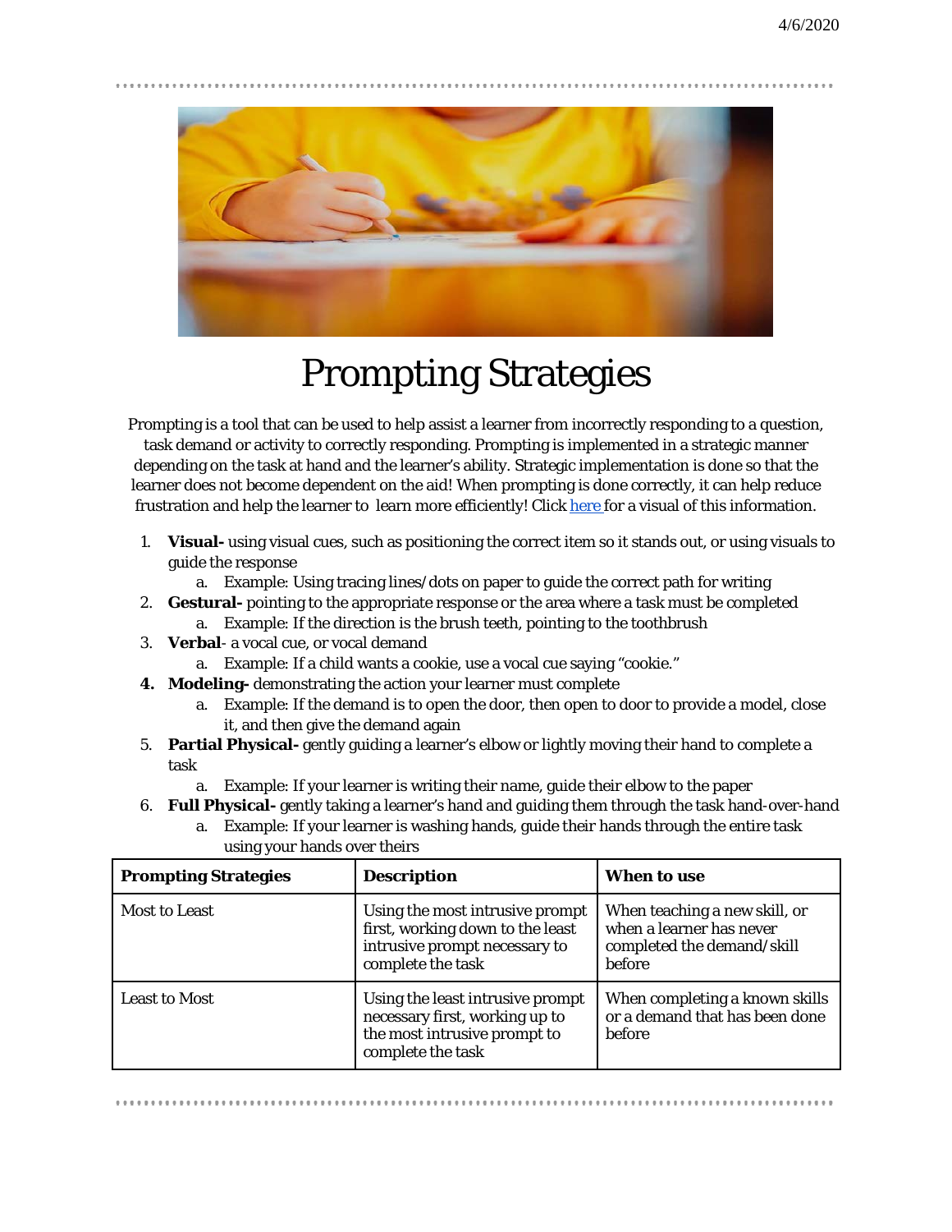# Prompting Strategies

Prompting is a tool that can be used to help assist a learner from incorrectly responding to a question, task demand or activity to correctly responding. Prompting is implemented in a strategic manner depending on the task at hand and the learner's ability. Strategic implementation is done so that the learner does not become dependent on the aid! When prompting is done correctly, it can help reduce frustration and help the learner to learn more efficiently! Click here for a visual of this information.

1. **Visual-** using visual cues, such as positioning the correct item so it stands out, or using visuals to guide the response
   a. Example: Using tracing lines/dots on paper to guide the correct path for writing
2. **Gestural-** pointing to the appropriate response or the area where a task must be completed
   a. Example: If the direction is the brush teeth, pointing to the toothbrush
3. **Verbal**- a vocal cue, or vocal demand
   a. Example: If a child wants a cookie, use a vocal cue saying "cookie."
4. **Modeling-** demonstrating the action your learner must complete
   a. Example: If the demand is to open the door, then open to door to provide a model, close it, and then give the demand again
5. **Partial Physical-** gently guiding a learner's elbow or lightly moving their hand to complete a task
   a. Example: If your learner is writing their name, guide their elbow to the paper
6. **Full Physical-** gently taking a learner's hand and guiding them through the task hand-over-hand
   a. Example: If your learner is washing hands, guide their hands through the entire task using your hands over theirs

| **Prompting Strategies** | **Description** | **When to use** |
|---|---|---|
| Most to Least | Using the most intrusive prompt first, working down to the least intrusive prompt necessary to complete the task | When teaching a new skill, or when a learner has never completed the demand/skill before |
| Least to Most | Using the least intrusive prompt necessary first, working up to the most intrusive prompt to complete the task | When completing a known skills or a demand that has been done before |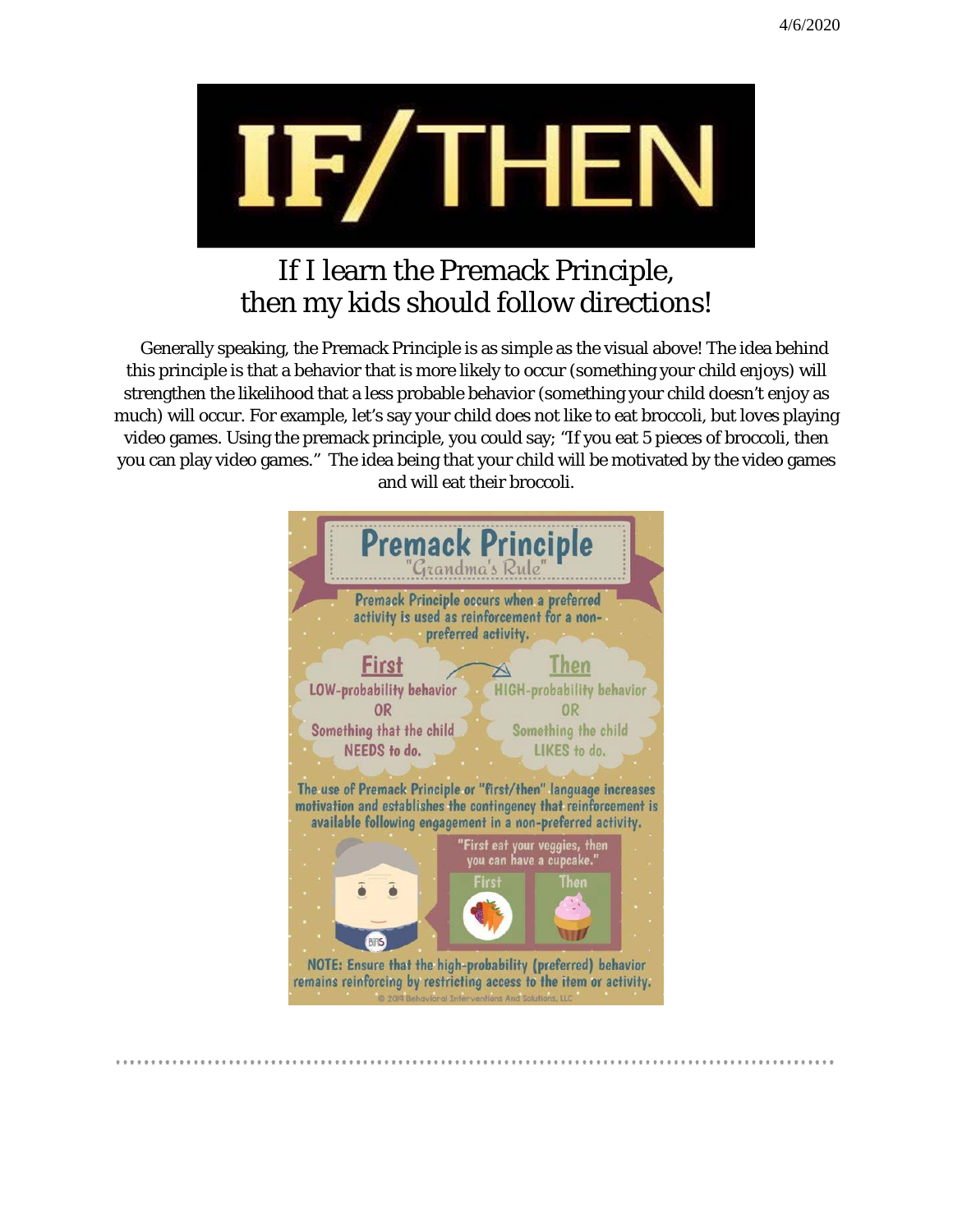# IF/THEN

## If I learn the Premack Principle, then my kids should follow directions!

Generally speaking, the Premack Principle is as simple as the visual above! The idea behind this principle is that a behavior that is more likely to occur (something your child enjoys) will strengthen the likelihood that a less probable behavior (something your child doesn't enjoy as much) will occur. For example, let's say your child does not like to eat broccoli, but loves playing video games. Using the premack principle, you could say; "If you eat 5 pieces of broccoli, then you can play video games." The idea being that your child will be motivated by the video games and will eat their broccoli.

## Premack Principle

*"Grandma's Rule"*

Premack Principle occurs when a preferred activity is used as reinforcement for a non-preferred activity.

| First | Then |
| --- | --- |
| LOW-probability behavior OR Something that the child NEEDS to do. | HIGH-probability behavior OR Something the child LIKES to do. |

The use of Premack Principle or "first/then" language increases motivation and establishes the contingency that reinforcement is available following engagement in a non-preferred activity.

"First eat your veggies, then you can have a cupcake."

First | Then

NOTE: Ensure that the high-probability (preferred) behavior remains reinforcing by restricting access to the item or activity.

© 2019 Behavioral Interventions And Solutions, LLC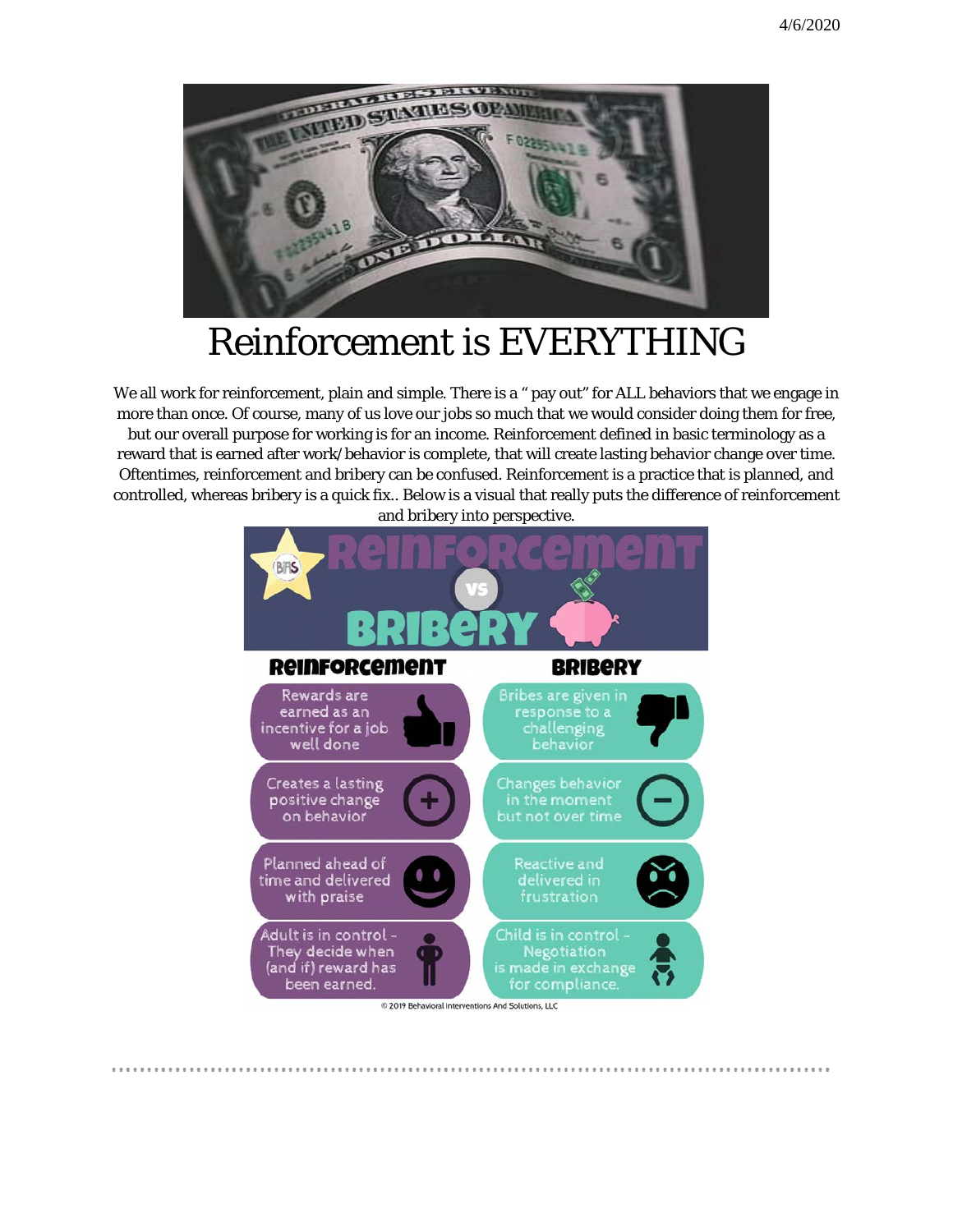# Reinforcement is EVERYTHING

We all work for reinforcement, plain and simple. There is a " pay out" for ALL behaviors that we engage in more than once. Of course, many of us love our jobs so much that we would consider doing them for free, but our overall purpose for working is for an income. Reinforcement defined in basic terminology as a reward that is earned after work/behavior is complete, that will create lasting behavior change over time. Oftentimes, reinforcement and bribery can be confused. Reinforcement is a practice that is planned, and controlled, whereas bribery is a quick fix.. Below is a visual that really puts the difference of reinforcement and bribery into perspective.

**Reinforcement vs Bribery**

| Reinforcement | Bribery |
|---|---|
| Rewards are earned as an incentive for a job well done | Bribes are given in response to a challenging behavior |
| Creates a lasting positive change on behavior | Changes behavior in the moment but not over time |
| Planned ahead of time and delivered with praise | Reactive and delivered in frustration |
| Adult is in control - They decide when (and if) reward has been earned. | Child is in control - Negotiation is made in exchange for compliance. |

© 2019 Behavioral Interventions And Solutions, LLC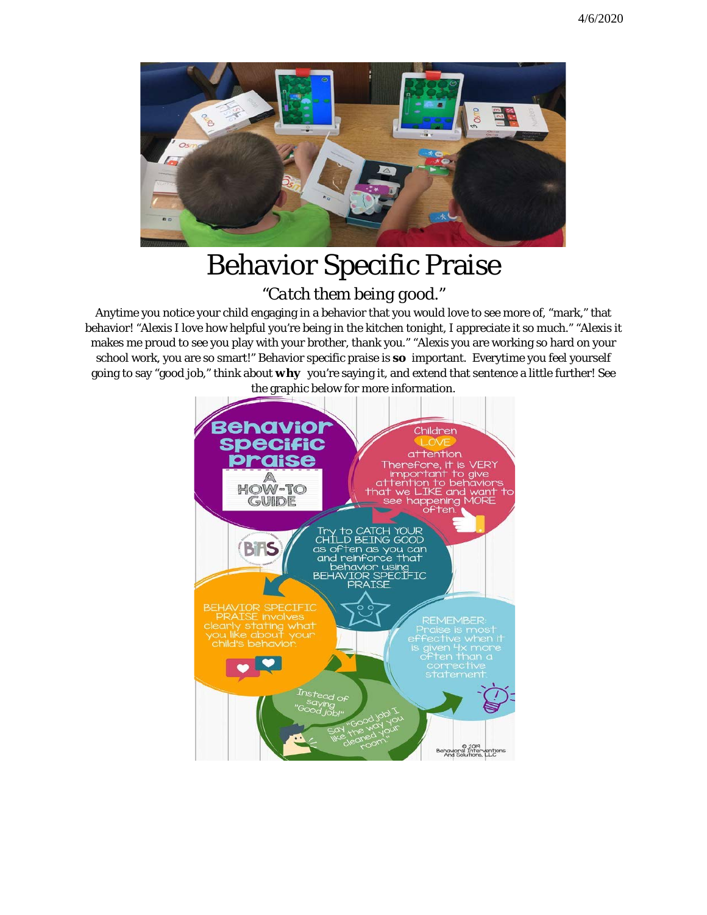# Behavior Specific Praise

*"Catch them being good."*

Anytime you notice your child engaging in a behavior that you would love to see more of, "mark," that behavior! "Alexis I love how helpful you're being in the kitchen tonight, I appreciate it so much." "Alexis it makes me proud to see you play with your brother, thank you." "Alexis you are working so hard on your school work, you are so smart!" Behavior specific praise is **so** important. Everytime you feel yourself going to say "good job," think about **why** you're saying it, and extend that sentence a little further! See the graphic below for more information.

**Behavior Specific Praise: A How-To Guide**

Children LOVE attention. Therefore, it is VERY important to give attention to behaviors that we LIKE and want to see happening MORE often.

Try to CATCH YOUR CHILD BEING GOOD as often as you can and reinforce that behavior using BEHAVIOR SPECIFIC PRAISE.

BEHAVIOR SPECIFIC PRAISE involves clearly stating what you like about your child's behavior.

Instead of saying "Good job!" Say "Good job! I like the way you cleaned your room."

REMEMBER: Praise is most effective when it is given 4x more often than a corrective statement.

© 2019 Behavioral Interventions And Solutions, LLC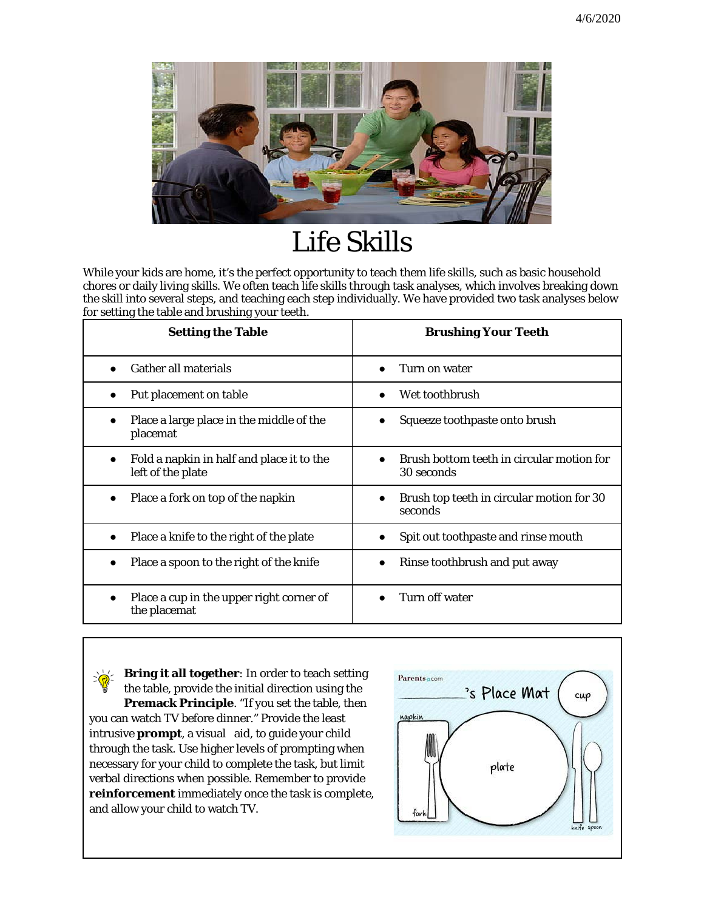# Life Skills

While your kids are home, it's the perfect opportunity to teach them life skills, such as basic household chores or daily living skills. We often teach life skills through task analyses, which involves breaking down the skill into several steps, and teaching each step individually. We have provided two task analyses below for setting the table and brushing your teeth.

| Setting the Table | Brushing Your Teeth |
|---|---|
| • Gather all materials | • Turn on water |
| • Put placement on table | • Wet toothbrush |
| • Place a large place in the middle of the placemat | • Squeeze toothpaste onto brush |
| • Fold a napkin in half and place it to the left of the plate | • Brush bottom teeth in circular motion for 30 seconds |
| • Place a fork on top of the napkin | • Brush top teeth in circular motion for 30 seconds |
| • Place a knife to the right of the plate | • Spit out toothpaste and rinse mouth |
| • Place a spoon to the right of the knife | • Rinse toothbrush and put away |
| • Place a cup in the upper right corner of the placemat | • Turn off water |

**Bring it all together**: In order to teach setting the table, provide the initial direction using the **Premack Principle**. "If you set the table, then you can watch TV before dinner." Provide the least intrusive **prompt**, a visual aid, to guide your child through the task. Use higher levels of prompting when necessary for your child to complete the task, but limit verbal directions when possible. Remember to provide **reinforcement** immediately once the task is complete, and allow your child to watch TV.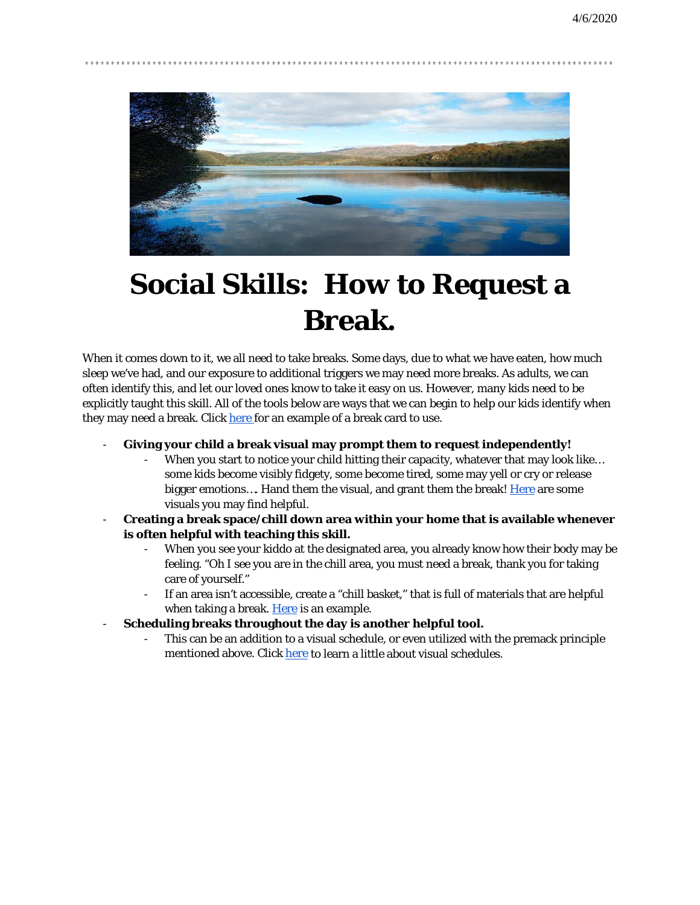# Social Skills: How to Request a Break.

When it comes down to it, we all need to take breaks. Some days, due to what we have eaten, how much sleep we've had, and our exposure to additional triggers we may need more breaks. As adults, we can often identify this, and let our loved ones know to take it easy on us. However, many kids need to be explicitly taught this skill. All of the tools below are ways that we can begin to help our kids identify when they may need a break. Click here for an example of a break card to use.

- **Giving your child a break visual may prompt them to request independently!**
  - When you start to notice your child hitting their capacity, whatever that may look like… some kids become visibly fidgety, some become tired, some may yell or cry or release bigger emotions…. Hand them the visual, and grant them the break! Here are some visuals you may find helpful.
- **Creating a break space/chill down area within your home that is available whenever is often helpful with teaching this skill.**
  - When you see your kiddo at the designated area, you already know how their body may be feeling. "Oh I see you are in the chill area, you must need a break, thank you for taking care of yourself."
  - If an area isn't accessible, create a "chill basket," that is full of materials that are helpful when taking a break. Here is an example.
- **Scheduling breaks throughout the day is another helpful tool.**
  - This can be an addition to a visual schedule, or even utilized with the premack principle mentioned above. Click here to learn a little about visual schedules.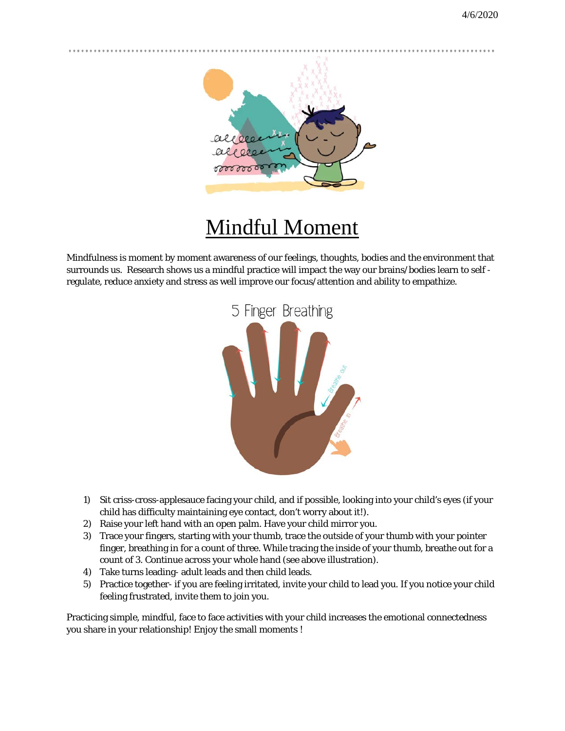# Mindful Moment

Mindfulness is moment by moment awareness of our feelings, thoughts, bodies and the environment that surrounds us. Research shows us a mindful practice will impact the way our brains/bodies learn to self - regulate, reduce anxiety and stress as well improve our focus/attention and ability to empathize.

5 Finger Breathing

1) Sit criss-cross-applesauce facing your child, and if possible, looking into your child's eyes (if your child has difficulty maintaining eye contact, don't worry about it!).
2) Raise your left hand with an open palm. Have your child mirror you.
3) Trace your fingers, starting with your thumb, trace the outside of your thumb with your pointer finger, breathing in for a count of three. While tracing the inside of your thumb, breathe out for a count of 3. Continue across your whole hand (see above illustration).
4) Take turns leading- adult leads and then child leads.
5) Practice together- if you are feeling irritated, invite your child to lead you. If you notice your child feeling frustrated, invite them to join you.

Practicing simple, mindful, face to face activities with your child increases the emotional connectedness you share in your relationship! Enjoy the small moments !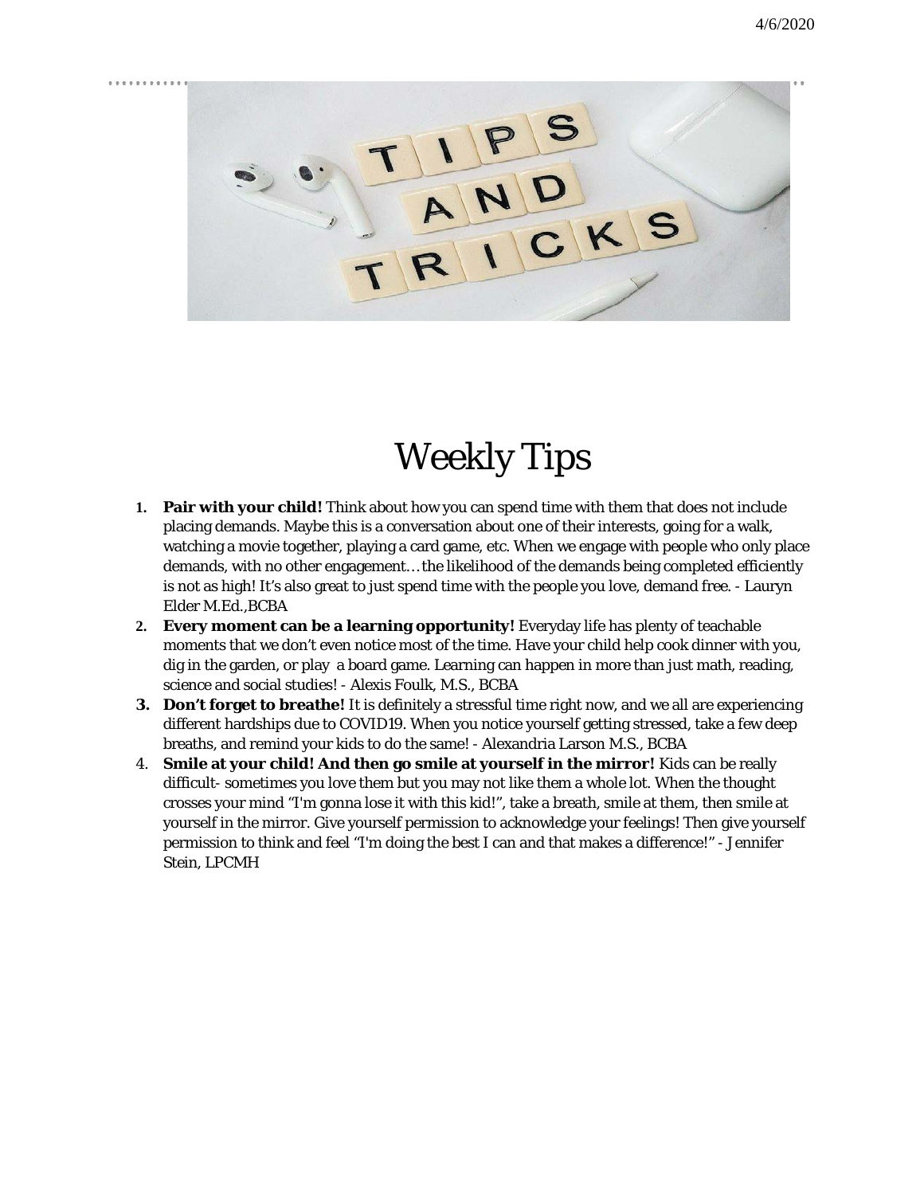4/6/2020

# Weekly Tips

1. **Pair with your child!** Think about how you can spend time with them that does not include placing demands. Maybe this is a conversation about one of their interests, going for a walk, watching a movie together, playing a card game, etc. When we engage with people who only place demands, with no other engagement… the likelihood of the demands being completed efficiently is not as high! It's also great to just spend time with the people you love, demand free. - Lauryn Elder M.Ed.,BCBA
2. **Every moment can be a learning opportunity!** Everyday life has plenty of teachable moments that we don't even notice most of the time. Have your child help cook dinner with you, dig in the garden, or play a board game. Learning can happen in more than just math, reading, science and social studies! - Alexis Foulk, M.S., BCBA
3. **Don't forget to breathe!** It is definitely a stressful time right now, and we all are experiencing different hardships due to COVID19. When you notice yourself getting stressed, take a few deep breaths, and remind your kids to do the same! - Alexandria Larson M.S., BCBA
4. **Smile at your child! And then go smile at yourself in the mirror!** Kids can be really difficult- sometimes you love them but you may not like them a whole lot. When the thought crosses your mind "I'm gonna lose it with this kid!", take a breath, smile at them, then smile at yourself in the mirror. Give yourself permission to acknowledge your feelings! Then give yourself permission to think and feel "I'm doing the best I can and that makes a difference!" - Jennifer Stein, LPCMH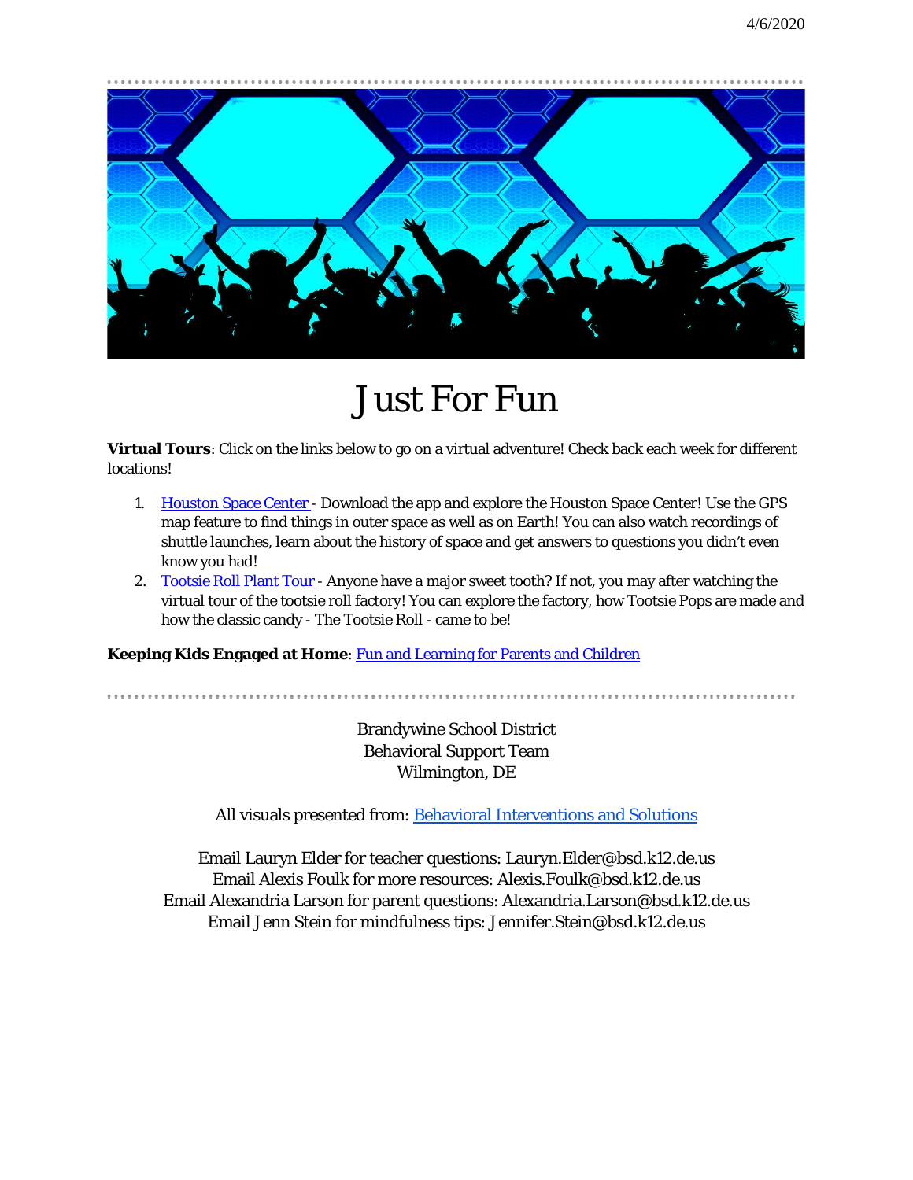# Just For Fun

**Virtual Tours**: Click on the links below to go on a virtual adventure! Check back each week for different locations!

1. Houston Space Center - Download the app and explore the Houston Space Center! Use the GPS map feature to find things in outer space as well as on Earth! You can also watch recordings of shuttle launches, learn about the history of space and get answers to questions you didn't even know you had!
2. Tootsie Roll Plant Tour - Anyone have a major sweet tooth? If not, you may after watching the virtual tour of the tootsie roll factory! You can explore the factory, how Tootsie Pops are made and how the classic candy - The Tootsie Roll - came to be!

**Keeping Kids Engaged at Home**: Fun and Learning for Parents and Children

Brandywine School District
Behavioral Support Team
Wilmington, DE

All visuals presented from: Behavioral Interventions and Solutions

Email Lauryn Elder for teacher questions: Lauryn.Elder@bsd.k12.de.us
Email Alexis Foulk for more resources: Alexis.Foulk@bsd.k12.de.us
Email Alexandria Larson for parent questions: Alexandria.Larson@bsd.k12.de.us
Email Jenn Stein for mindfulness tips: Jennifer.Stein@bsd.k12.de.us